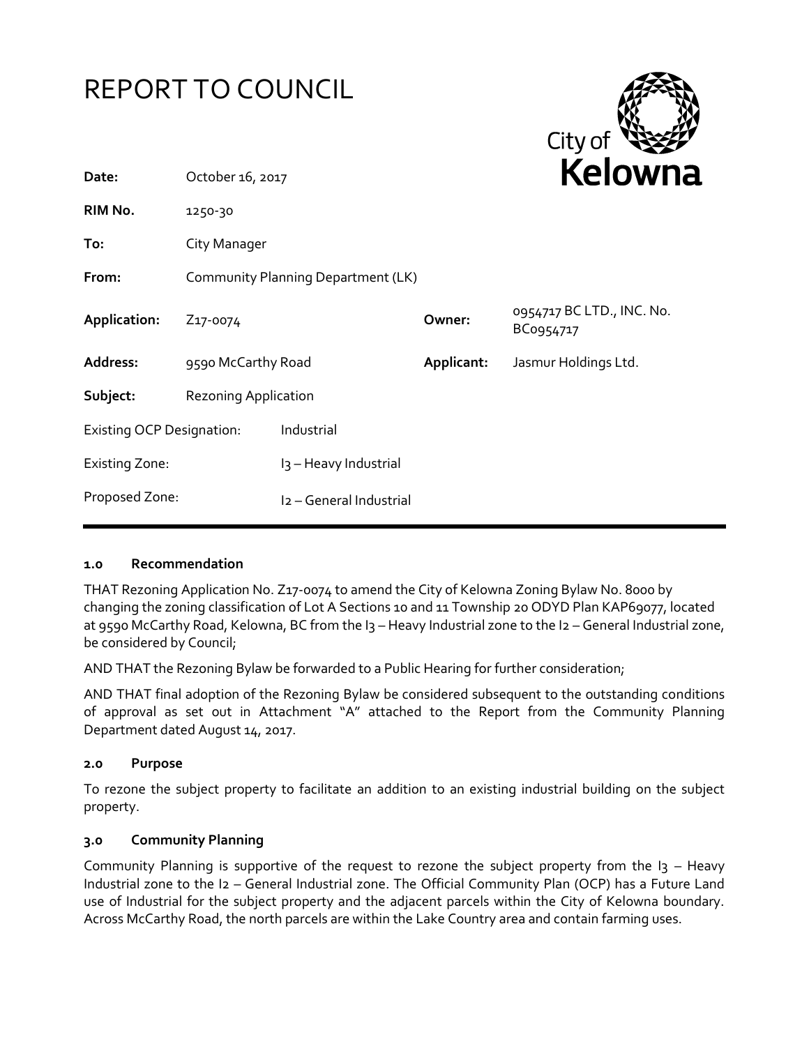# REPORT TO COUNCIL

| | | | |
|---|---|---|---|
| **Date:** | October 16, 2017 | | |
| **RIM No.** | 1250-30 | | |
| **To:** | City Manager | | |
| **From:** | Community Planning Department (LK) | | |
| **Application:** | Z17-0074 | **Owner:** | 0954717 BC LTD., INC. No. BC0954717 |
| **Address:** | 9590 McCarthy Road | **Applicant:** | Jasmur Holdings Ltd. |
| **Subject:** | Rezoning Application | | |
| Existing OCP Designation: | Industrial | | |
| Existing Zone: | I3 – Heavy Industrial | | |
| Proposed Zone: | I2 – General Industrial | | |

## 1.0 Recommendation

THAT Rezoning Application No. Z17-0074 to amend the City of Kelowna Zoning Bylaw No. 8000 by changing the zoning classification of Lot A Sections 10 and 11 Township 20 ODYD Plan KAP69077, located at 9590 McCarthy Road, Kelowna, BC from the I3 – Heavy Industrial zone to the I2 – General Industrial zone, be considered by Council;

AND THAT the Rezoning Bylaw be forwarded to a Public Hearing for further consideration;

AND THAT final adoption of the Rezoning Bylaw be considered subsequent to the outstanding conditions of approval as set out in Attachment "A" attached to the Report from the Community Planning Department dated August 14, 2017.

## 2.0 Purpose

To rezone the subject property to facilitate an addition to an existing industrial building on the subject property.

## 3.0 Community Planning

Community Planning is supportive of the request to rezone the subject property from the I3 – Heavy Industrial zone to the I2 – General Industrial zone. The Official Community Plan (OCP) has a Future Land use of Industrial for the subject property and the adjacent parcels within the City of Kelowna boundary. Across McCarthy Road, the north parcels are within the Lake Country area and contain farming uses.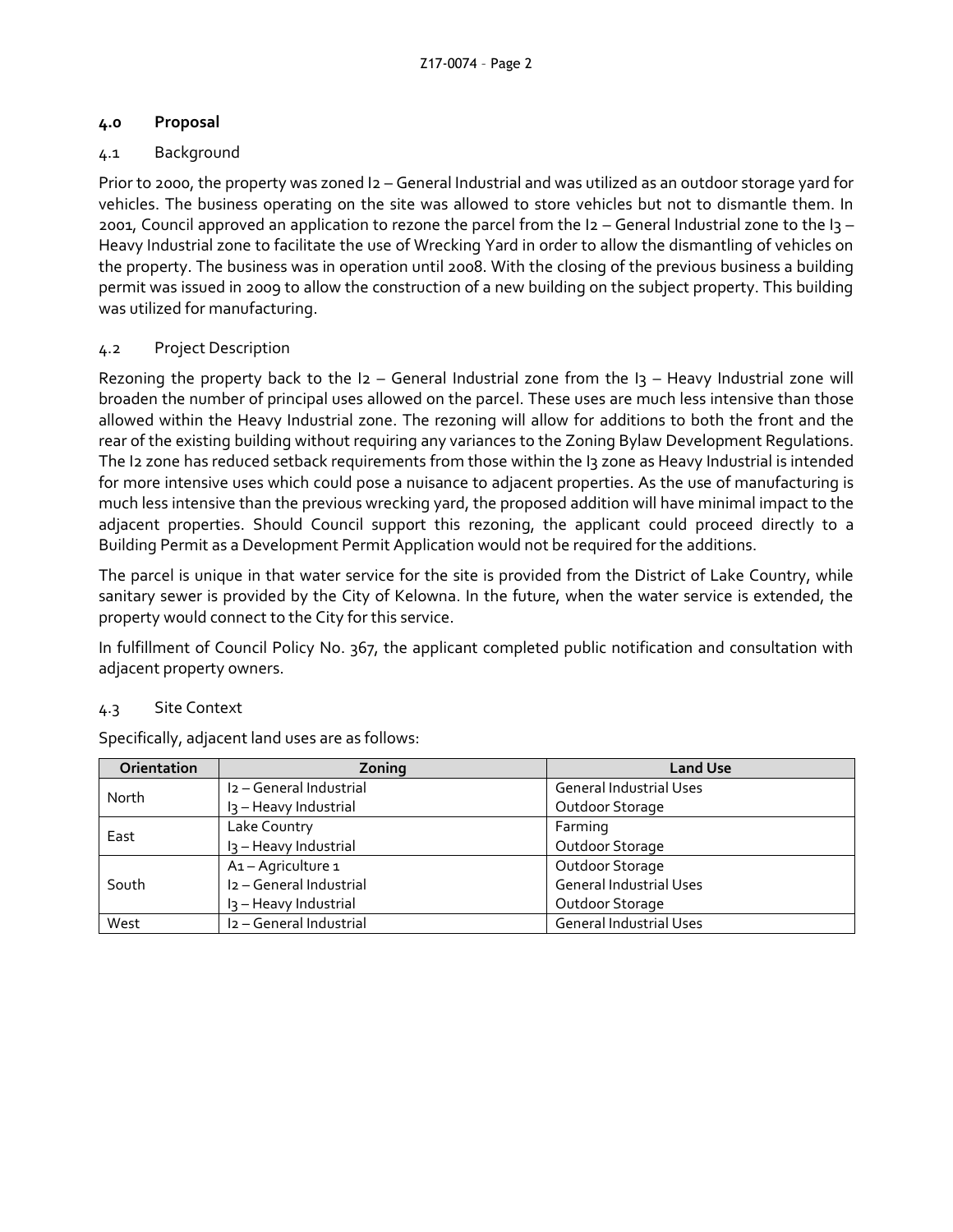## 4.0 Proposal

### 4.1 Background

Prior to 2000, the property was zoned I2 – General Industrial and was utilized as an outdoor storage yard for vehicles. The business operating on the site was allowed to store vehicles but not to dismantle them. In 2001, Council approved an application to rezone the parcel from the I2 – General Industrial zone to the I3 – Heavy Industrial zone to facilitate the use of Wrecking Yard in order to allow the dismantling of vehicles on the property. The business was in operation until 2008. With the closing of the previous business a building permit was issued in 2009 to allow the construction of a new building on the subject property. This building was utilized for manufacturing.

### 4.2 Project Description

Rezoning the property back to the I2 – General Industrial zone from the I3 – Heavy Industrial zone will broaden the number of principal uses allowed on the parcel. These uses are much less intensive than those allowed within the Heavy Industrial zone. The rezoning will allow for additions to both the front and the rear of the existing building without requiring any variances to the Zoning Bylaw Development Regulations. The I2 zone has reduced setback requirements from those within the I3 zone as Heavy Industrial is intended for more intensive uses which could pose a nuisance to adjacent properties. As the use of manufacturing is much less intensive than the previous wrecking yard, the proposed addition will have minimal impact to the adjacent properties. Should Council support this rezoning, the applicant could proceed directly to a Building Permit as a Development Permit Application would not be required for the additions.

The parcel is unique in that water service for the site is provided from the District of Lake Country, while sanitary sewer is provided by the City of Kelowna. In the future, when the water service is extended, the property would connect to the City for this service.

In fulfillment of Council Policy No. 367, the applicant completed public notification and consultation with adjacent property owners.

### 4.3 Site Context

Specifically, adjacent land uses are as follows:

| Orientation | Zoning | Land Use |
|---|---|---|
| North | I2 – General Industrial<br>I3 – Heavy Industrial | General Industrial Uses<br>Outdoor Storage |
| East | Lake Country<br>I3 – Heavy Industrial | Farming<br>Outdoor Storage |
| South | A1 – Agriculture 1<br>I2 – General Industrial<br>I3 – Heavy Industrial | Outdoor Storage<br>General Industrial Uses<br>Outdoor Storage |
| West | I2 – General Industrial | General Industrial Uses |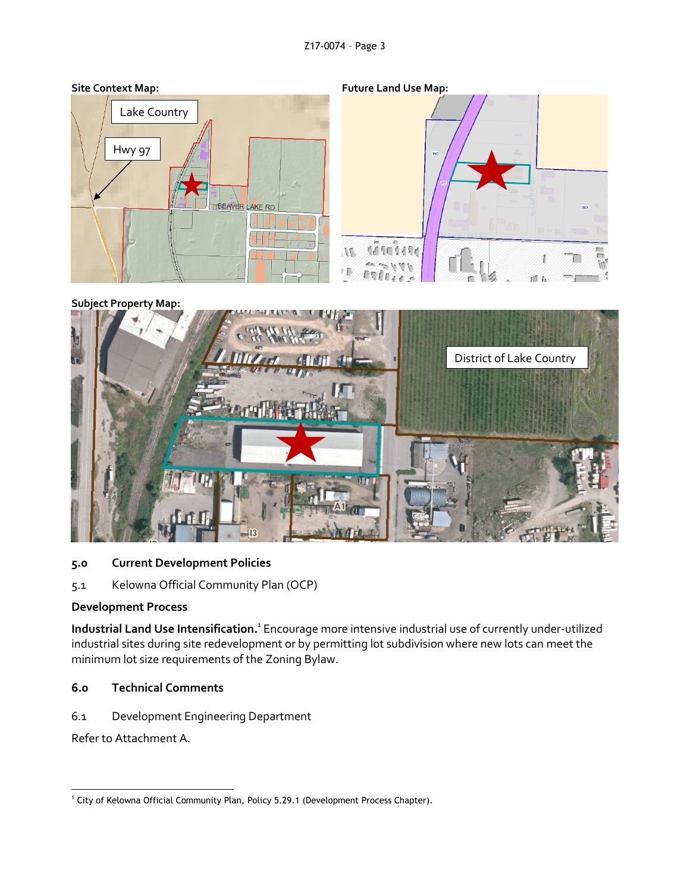**Site Context Map:**

**Future Land Use Map:**

**Subject Property Map:**

## 5.0 Current Development Policies

### 5.1 Kelowna Official Community Plan (OCP)

**Development Process**

**Industrial Land Use Intensification.**[1] Encourage more intensive industrial use of currently under-utilized industrial sites during site redevelopment or by permitting lot subdivision where new lots can meet the minimum lot size requirements of the Zoning Bylaw.

## 6.0 Technical Comments

### 6.1 Development Engineering Department

Refer to Attachment A.

[1] City of Kelowna Official Community Plan, Policy 5.29.1 (Development Process Chapter).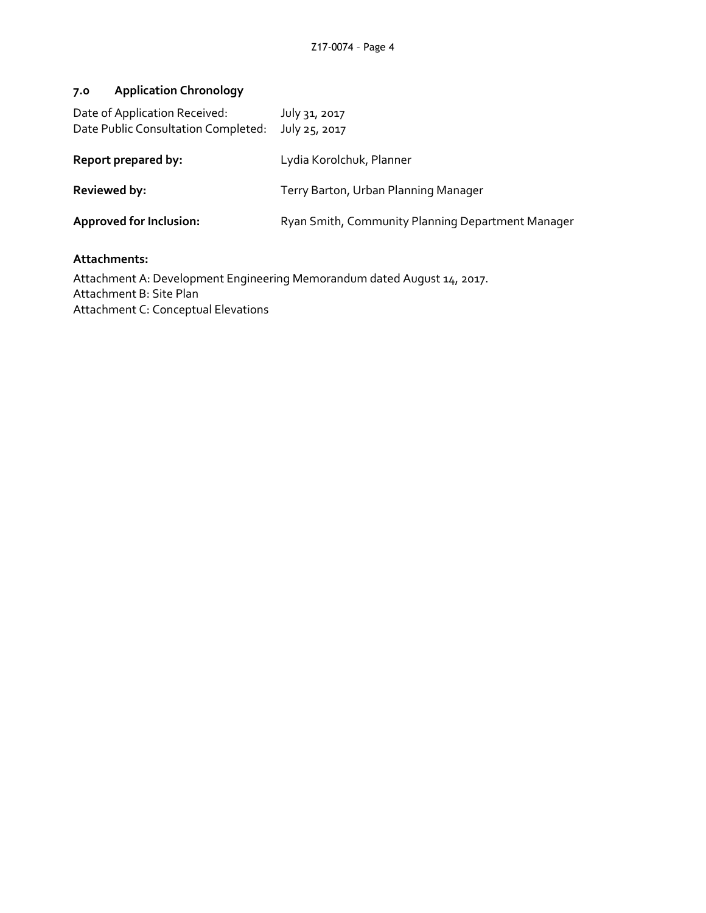## 7.0 Application Chronology

Date of Application Received: July 31, 2017
Date Public Consultation Completed: July 25, 2017

**Report prepared by:** Lydia Korolchuk, Planner

**Reviewed by:** Terry Barton, Urban Planning Manager

**Approved for Inclusion:** Ryan Smith, Community Planning Department Manager

**Attachments:**

Attachment A: Development Engineering Memorandum dated August 14, 2017.
Attachment B: Site Plan
Attachment C: Conceptual Elevations